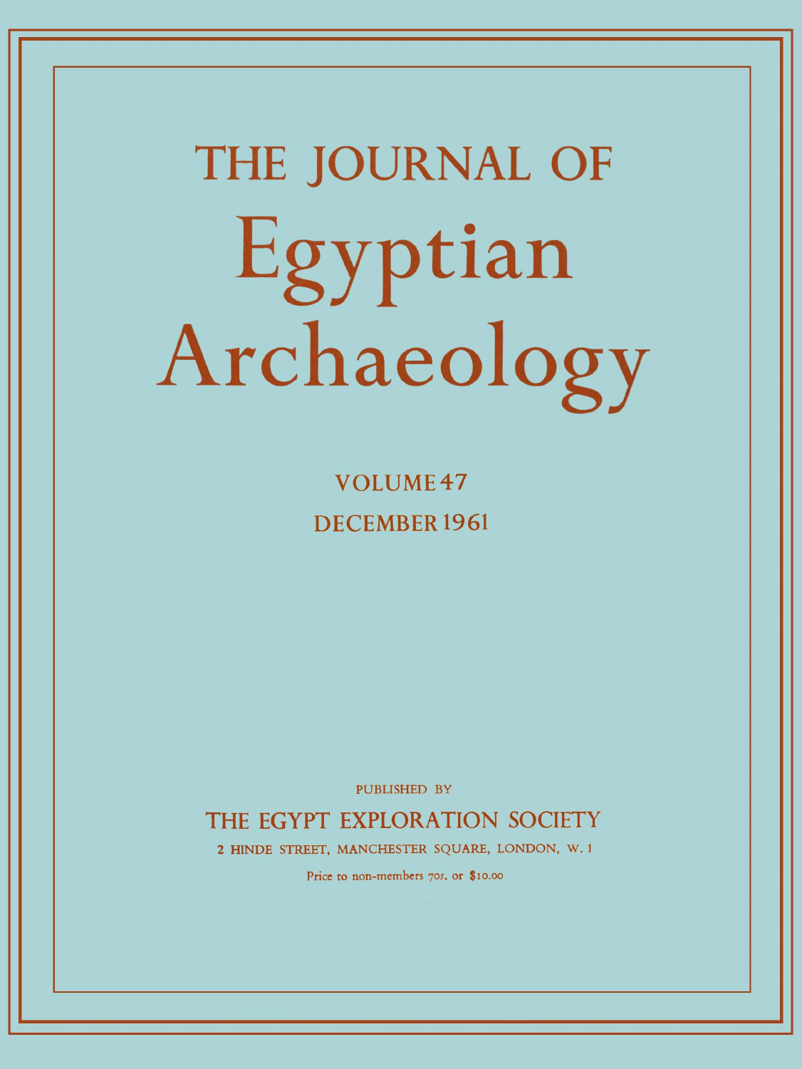# THE JOURNAL OF Egyptian Archaeology

VOLUME 47

DECEMBER 1961

PUBLISHED BY

THE EGYPT EXPLORATION SOCIETY

2 HINDE STREET, MANCHESTER SQUARE, LONDON, W. 1

Price to non-members 70s. or $10.00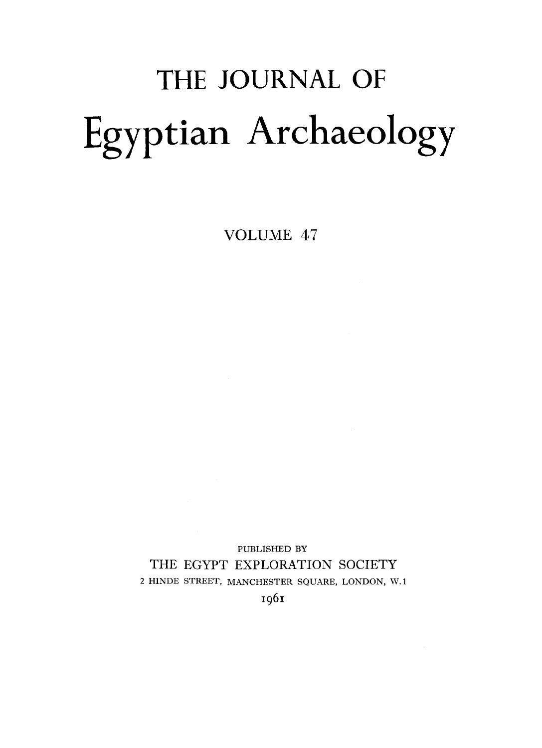# THE JOURNAL OF

# Egyptian Archaeology

## VOLUME 47

PUBLISHED BY

THE EGYPT EXPLORATION SOCIETY

2 HINDE STREET, MANCHESTER SQUARE, LONDON, W.1

1961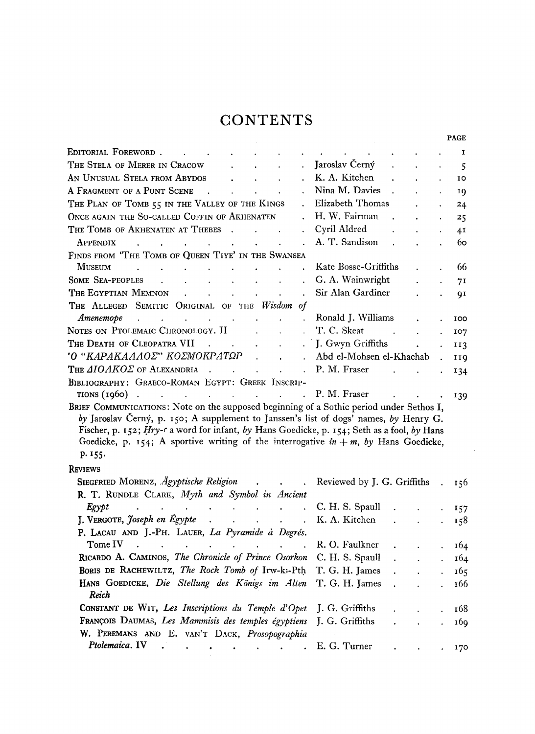# CONTENTS

| | | PAGE |
|---|---|---|
| EDITORIAL FOREWORD | | 1 |
| THE STELA OF MERER IN CRACOW | Jaroslav Černý | 5 |
| AN UNUSUAL STELA FROM ABYDOS | K. A. Kitchen | 10 |
| A FRAGMENT OF A PUNT SCENE | Nina M. Davies | 19 |
| THE PLAN OF TOMB 55 IN THE VALLEY OF THE KINGS | Elizabeth Thomas | 24 |
| ONCE AGAIN THE SO-CALLED COFFIN OF AKHENATEN | H. W. Fairman | 25 |
| THE TOMB OF AKHENATEN AT THEBES | Cyril Aldred | 41 |
| APPENDIX | A. T. Sandison | 60 |
| FINDS FROM 'THE TOMB OF QUEEN TIYE' IN THE SWANSEA MUSEUM | Kate Bosse-Griffiths | 66 |
| SOME SEA-PEOPLES | G. A. Wainwright | 71 |
| THE EGYPTIAN MEMNON | Sir Alan Gardiner | 91 |
| THE ALLEGED SEMITIC ORIGINAL OF THE *Wisdom of Amenemope* | Ronald J. Williams | 100 |
| NOTES ON PTOLEMAIC CHRONOLOGY. II | T. C. Skeat | 107 |
| THE DEATH OF CLEOPATRA VII | J. Gwyn Griffiths | 113 |
| 'O "ΚΑΡΑΚΑΛΛΟΣ" ΚΟΣΜΟΚΡΑΤΩΡ | Abd el-Mohsen el-Khachab | 119 |
| THE ΔΙΟΛΚΟΣ OF ALEXANDRIA | P. M. Fraser | 134 |
| BIBLIOGRAPHY: GRAECO-ROMAN EGYPT: GREEK INSCRIPTIONS (1960) | P. M. Fraser | 139 |

BRIEF COMMUNICATIONS: Note on the supposed beginning of a Sothic period under Sethos I, *by* Jaroslav Černý, p. 150; A supplement to Janssen's list of dogs' names, *by* Henry G. Fischer, p. 152; *Ḥry-ʿ* a word for infant, *by* Hans Goedicke, p. 154; Seth as a fool, *by* Hans Goedicke, p. 154; A sportive writing of the interrogative *in* + *m*, *by* Hans Goedicke, p. 155.

## REVIEWS

| | | |
|---|---|---|
| SIEGFRIED MORENZ, *Ägyptische Religion* | Reviewed by J. G. Griffiths | 156 |
| R. T. RUNDLE CLARK, *Myth and Symbol in Ancient Egypt* | C. H. S. Spaull | 157 |
| J. VERGOTE, *Joseph en Égypte* | K. A. Kitchen | 158 |
| P. LACAU AND J.-PH. LAUER, *La Pyramide à Degrés. Tome IV* | R. O. Faulkner | 164 |
| RICARDO A. CAMINOS, *The Chronicle of Prince Osorkon* | C. H. S. Spaull | 164 |
| BORIS DE RACHEWILTZ, *The Rock Tomb of* Irw-kꜣ-Ptḥ | T. G. H. James | 165 |
| HANS GOEDICKE, *Die Stellung des Königs im Alten Reich* | T. G. H. James | 166 |
| CONSTANT DE WIT, *Les Inscriptions du Temple d'Opet* | J. G. Griffiths | 168 |
| FRANÇOIS DAUMAS, *Les Mammisis des temples égyptiens* | J. G. Griffiths | 169 |
| W. PEREMANS AND E. VAN'T DACK, *Prosopographia Ptolemaica*. IV | E. G. Turner | 170 |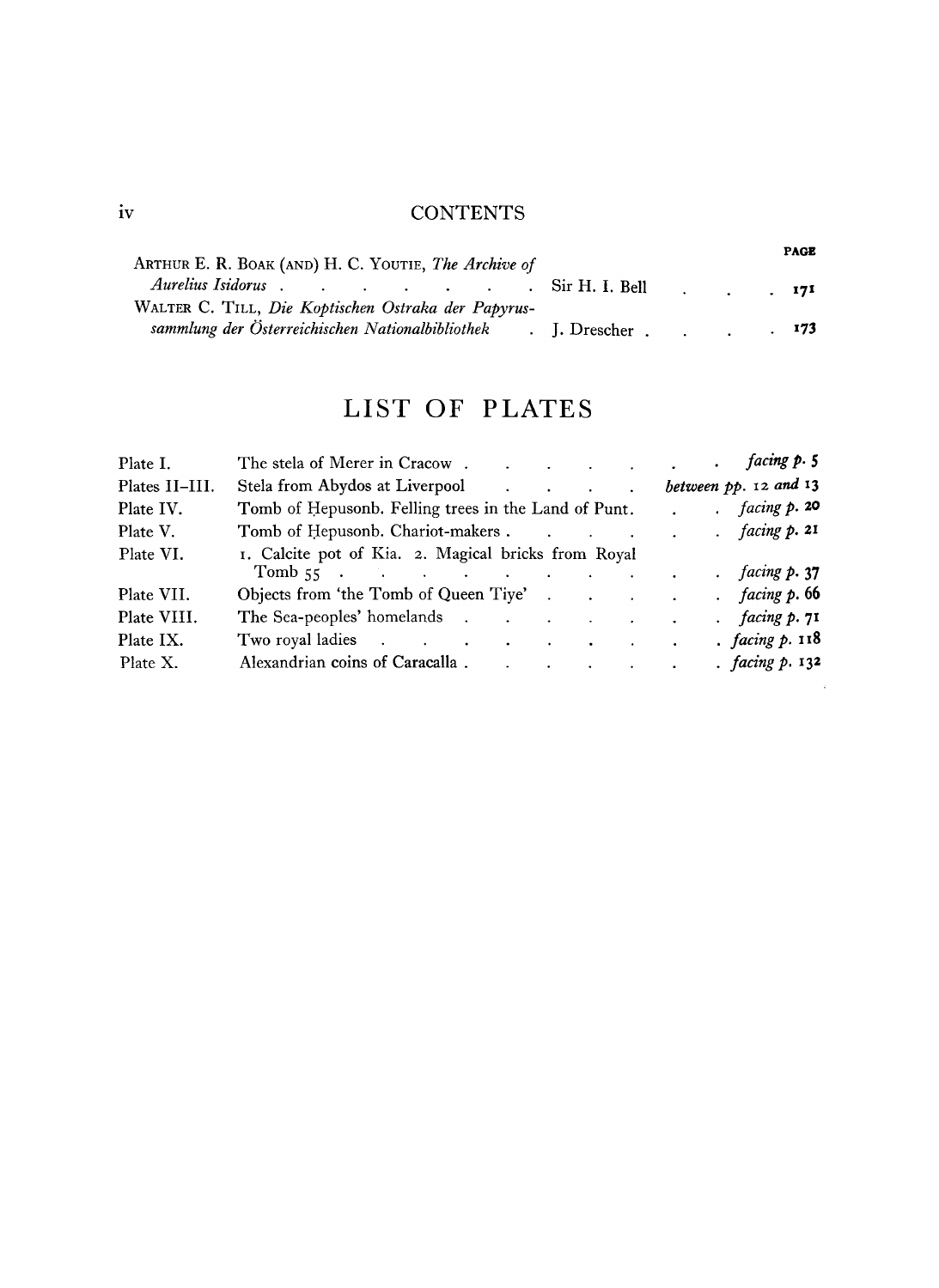## CONTENTS

| | | PAGE |
|---|---|---|
| ARTHUR E. R. BOAK (AND) H. C. YOUTIE, *The Archive of Aurelius Isidorus* | Sir H. I. Bell | 171 |
| WALTER C. TILL, *Die Koptischen Ostraka der Papyrussammlung der Österreichischen Nationalbibliothek* | J. Drescher | 173 |

# LIST OF PLATES

| | | |
|---|---|---|
| Plate I. | The stela of Merer in Cracow | *facing p.* 5 |
| Plates II–III. | Stela from Abydos at Liverpool | *between pp.* 12 *and* 13 |
| Plate IV. | Tomb of Ḥepusonb. Felling trees in the Land of Punt | *facing p.* 20 |
| Plate V. | Tomb of Ḥepusonb. Chariot-makers | *facing p.* 21 |
| Plate VI. | 1. Calcite pot of Kia. 2. Magical bricks from Royal Tomb 55 | *facing p.* 37 |
| Plate VII. | Objects from 'the Tomb of Queen Tiye' | *facing p.* 66 |
| Plate VIII. | The Sea-peoples' homelands | *facing p.* 71 |
| Plate IX. | Two royal ladies | *facing p.* 118 |
| Plate X. | Alexandrian coins of Caracalla | *facing p.* 132 |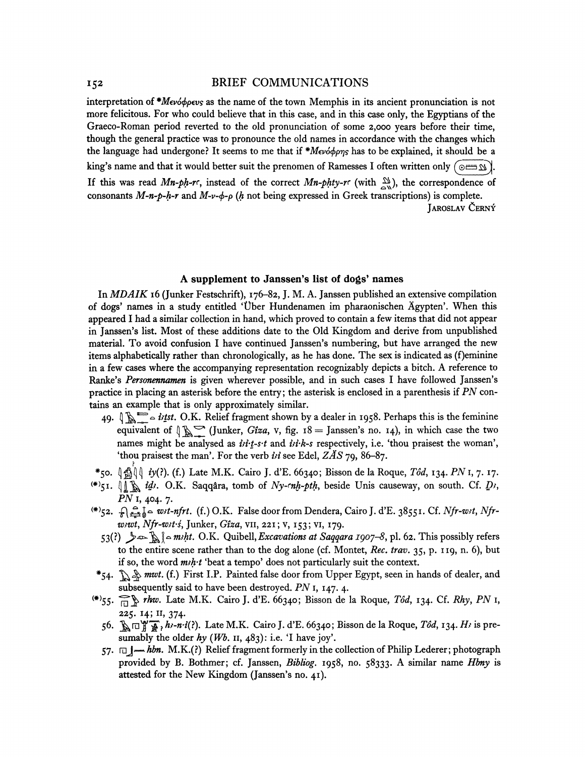interpretation of \*Μενόφρευς as the name of the town Memphis in its ancient pronunciation is not more felicitous. For who could believe that in this case, and in this case only, the Egyptians of the Graeco-Roman period reverted to the old pronunciation of some 2,000 years before their time, though the general practice was to pronounce the old names in accordance with the changes which the language had undergone? It seems to me that if \*Μενόφρης has to be explained, it should be a king's name and that it would better suit the prenomen of Ramesses I often written only (hieroglyphs). If this was read *Mn-pḥ-rꜥ*, instead of the correct *Mn-pḥty-rꜥ* (with hieroglyph), the correspondence of consonants *M-n-p-ḥ-r* and *Μ-ν-φ-ρ* (*ḥ* not being expressed in Greek transcriptions) is complete.

Jaroslav Černý

## A supplement to Janssen's list of dogs' names

In *MDAIK* 16 (Junker Festschrift), 176–82, J. M. A. Janssen published an extensive compilation of dogs' names in a study entitled 'Über Hundenamen im pharaonischen Ägypten'. When this appeared I had a similar collection in hand, which proved to contain a few items that did not appear in Janssen's list. Most of these additions date to the Old Kingdom and derive from unpublished material. To avoid confusion I have continued Janssen's numbering, but have arranged the new items alphabetically rather than chronologically, as he has done. The sex is indicated as (f)eminine in a few cases where the accompanying representation recognizably depicts a bitch. A reference to Ranke's *Personennamen* is given wherever possible, and in such cases I have followed Janssen's practice in placing an asterisk before the entry; the asterisk is enclosed in a parenthesis if *PN* contains an example that is only approximately similar.

49. (hieroglyphs) *iꜣṯst*. O.K. Relief fragment shown by a dealer in 1958. Perhaps this is the feminine equivalent of (hieroglyphs) (Junker, *Gîza*, v, fig. 18 = Janssen's no. 14), in which case the two names might be analysed as *iꜣi·ṯ-s·t* and *iꜣi·k-s* respectively, i.e. 'thou praisest the woman', 'thou praisest the man'. For the verb *iꜣi* see Edel, *ZÄS* 79, 86–87.

\*50. (hieroglyphs) *iy*(?). (f.) Late M.K. Cairo J. d'E. 66340; Bisson de la Roque, *Tôd*, 134. *PN* I, 7. 17.

(\*)51. (hieroglyphs) *idꜣ*. O.K. Saqqâra, tomb of *Ny-ꜥnḫ-ptḥ*, beside Unis causeway, on south. Cf. *Ḏꜣ*, *PN* I, 404. 7.

(\*)52. (hieroglyphs) *wꜣt-nfrt*. (f.) O.K. False door from Dendera, Cairo J. d'E. 38551. Cf. *Nfr-wꜣt*, *Nfr-wꜣwt*, *Nfr-wꜣt·ś*, Junker, *Gîza*, VII, 221; V, 153; VI, 179.

53(?) (hieroglyphs) *mꜣḥt*. O.K. Quibell, *Excavations at Saqqara 1907–8*, pl. 62. This possibly refers to the entire scene rather than to the dog alone (cf. Montet, *Rec. trav.* 35, p. 119, n. 6), but if so, the word *mꜣḥ·t* 'beat a tempo' does not particularly suit the context.

\*54. (hieroglyphs) *mwt*. (f.) First I.P. Painted false door from Upper Egypt, seen in hands of dealer, and subsequently said to have been destroyed. *PN* I, 147. 4.

(\*)55. (hieroglyphs) *rhw*. Late M.K. Cairo J. d'E. 66340; Bisson de la Roque, *Tôd*, 134. Cf. *Rhy*, *PN* I, 225. 14; II, 374.

56. (hieroglyphs) *hꜣ-n·i*(?). Late M.K. Cairo J. d'E. 66340; Bisson de la Roque, *Tôd*, 134. *Hꜣ* is presumably the older *hy* (*Wb.* II, 483): i.e. 'I have joy'.

57. (hieroglyphs) *hbn*. M.K.(?) Relief fragment formerly in the collection of Philip Lederer; photograph provided by B. Bothmer; cf. Janssen, *Bibliog.* 1958, no. 58333. A similar name *Hbny* is attested for the New Kingdom (Janssen's no. 41).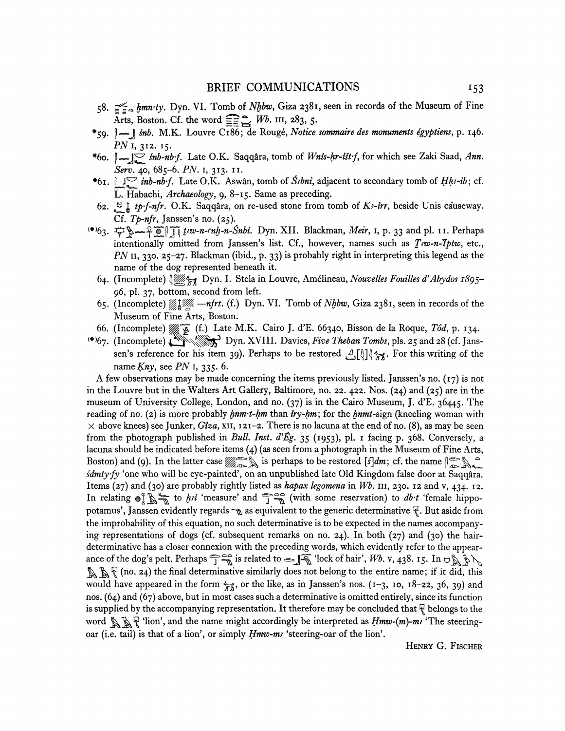58. [hieroglyphs] *ḥmn·ty*. Dyn. VI. Tomb of *Nḫbw*, Giza 2381, seen in records of the Museum of Fine Arts, Boston. Cf. the word [hieroglyphs] *Wb.* III, 283, 5.

*59. [hieroglyphs] *śnb*. M.K. Louvre C186; de Rougé, *Notice sommaire des monuments égyptiens*, p. 146. *PN* I, 312. 15.

*60. [hieroglyphs] *śnb-nb·f*. Late O.K. Saqqâra, tomb of *Wnis-ḥr-išt·f*, for which see Zaki Saad, *Ann. Serv.* 40, 685–6. *PN.* I, 313. 11.

*61. [hieroglyphs] *śnb-nb·f*. Late O.K. Aswân, tomb of *Śꜣbni*, adjacent to secondary tomb of *Ḥḳꜣ-ib*; cf. L. Habachi, *Archaeology*, 9, 8–15. Same as preceding.

62. [hieroglyphs] *tp·f-nfr*. O.K. Saqqâra, on re-used stone from tomb of *Kꜣ-irr*, beside Unis causeway. Cf. *Tp-nfr*, Janssen's no. (25).

(*)63. [hieroglyphs] *ṯꜣw-n-ꜥnḫ-n-Śnbi*. Dyn. XII. Blackman, *Meir*, I, p. 33 and pl. 11. Perhaps intentionally omitted from Janssen's list. Cf., however, names such as *Ṯꜣw-n-Iptw*, etc., *PN* II, 330. 25–27. Blackman (ibid., p. 33) is probably right in interpreting this legend as the name of the dog represented beneath it.

64. (Incomplete) [hieroglyphs] Dyn. I. Stela in Louvre, Amélineau, *Nouvelles Fouilles d'Abydos 1895–96*, pl. 37, bottom, second from left.

65. (Incomplete) [hieroglyphs] *—nfrt*. (f.) Dyn. VI. Tomb of *Nḫbw*, Giza 2381, seen in records of the Museum of Fine Arts, Boston.

66. (Incomplete) [hieroglyphs] (f.) Late M.K. Cairo J. d'E. 66340, Bisson de la Roque, *Tôd*, p. 134.

(*)67. (Incomplete) [hieroglyphs] Dyn. XVIII. Davies, *Five Theban Tombs*, pls. 25 and 28 (cf. Janssen's reference for his item 39). Perhaps to be restored [hieroglyphs]. For this writing of the name *Ḳny*, see *PN* I, 335. 6.

A few observations may be made concerning the items previously listed. Janssen's no. (17) is not in the Louvre but in the Walters Art Gallery, Baltimore, no. 22. 422. Nos. (24) and (25) are in the museum of University College, London, and no. (37) is in the Cairo Museum, J. d'E. 36445. The reading of no. (2) is more probably *ḥnm·t-ḥm* than *iry-ḥm*; for the *ḥnmt*-sign (kneeling woman with × above knees) see Junker, *Gîza*, XII, 121–2. There is no lacuna at the end of no. (8), as may be seen from the photograph published in *Bull. Inst. d'Ég.* 35 (1953), pl. 1 facing p. 368. Conversely, a lacuna should be indicated before items (4) (as seen from a photograph in the Museum of Fine Arts, Boston) and (9). In the latter case [hieroglyphs] is perhaps to be restored [*ś*]*dm*; cf. the name [hieroglyphs] *śdmty·fy* 'one who will be eye-painted', on an unpublished late Old Kingdom false door at Saqqâra. Items (27) and (30) are probably rightly listed as ***hapax legomena*** in *Wb.* III, 230. 12 and V, 434. 12. In relating [hieroglyphs] to *ḫꜣi* 'measure' and [hieroglyphs] (with some reservation) to *db·t* 'female hippopotamus', Janssen evidently regards [hieroglyph] as equivalent to the generic determinative [hieroglyph]. But aside from the improbability of this equation, no such determinative is to be expected in the names accompanying representations of dogs (cf. subsequent remarks on no. 24). In both (27) and (30) the hair-determinative has a closer connexion with the preceding words, which evidently refer to the appearance of the dog's pelt. Perhaps [hieroglyphs] is related to [hieroglyphs] 'lock of hair', *Wb.* V, 438. 15. In [hieroglyphs] (no. 24) the final determinative similarly does not belong to the entire name; if it did, this would have appeared in the form [hieroglyph], or the like, as in Janssen's nos. (1–3, 10, 18–22, 36, 39) and nos. (64) and (67) above, but in most cases such a determinative is omitted entirely, since its function is supplied by the accompanying representation. It therefore may be concluded that [hieroglyph] belongs to the word [hieroglyphs] 'lion', and the name might accordingly be interpreted as *Ḥmw-(m)-mꜣ* 'The steering-oar (i.e. tail) is that of a lion', or simply *Ḥmw-mꜣ* 'steering-oar of the lion'.

HENRY G. FISCHER